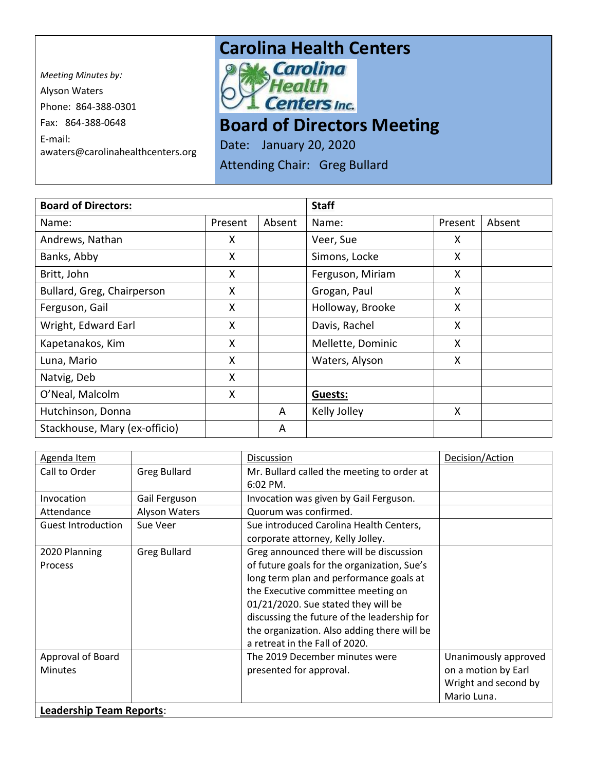*Meeting Minutes by:*
Alyson Waters
Phone: 864-388-0301
Fax: 864-388-0648
E-mail:
awaters@carolinahealthcenters.org

# Carolina Health Centers

Carolina Health Centers Inc.

# Board of Directors Meeting

Date: January 20, 2020

Attending Chair: Greg Bullard

| **Board of Directors:** | | | **Staff** | | |
|---|---|---|---|---|---|
| Name: | Present | Absent | Name: | Present | Absent |
| Andrews, Nathan | X | | Veer, Sue | X | |
| Banks, Abby | X | | Simons, Locke | X | |
| Britt, John | X | | Ferguson, Miriam | X | |
| Bullard, Greg, Chairperson | X | | Grogan, Paul | X | |
| Ferguson, Gail | X | | Holloway, Brooke | X | |
| Wright, Edward Earl | X | | Davis, Rachel | X | |
| Kapetanakos, Kim | X | | Mellette, Dominic | X | |
| Luna, Mario | X | | Waters, Alyson | X | |
| Natvig, Deb | X | | | | |
| O'Neal, Malcolm | X | | **Guests:** | | |
| Hutchinson, Donna | | A | Kelly Jolley | X | |
| Stackhouse, Mary (ex-officio) | | A | | | |

| Agenda Item | | Discussion | Decision/Action |
|---|---|---|---|
| Call to Order | Greg Bullard | Mr. Bullard called the meeting to order at 6:02 PM. | |
| Invocation | Gail Ferguson | Invocation was given by Gail Ferguson. | |
| Attendance | Alyson Waters | Quorum was confirmed. | |
| Guest Introduction | Sue Veer | Sue introduced Carolina Health Centers, corporate attorney, Kelly Jolley. | |
| 2020 Planning Process | Greg Bullard | Greg announced there will be discussion of future goals for the organization, Sue's long term plan and performance goals at the Executive committee meeting on 01/21/2020. Sue stated they will be discussing the future of the leadership for the organization. Also adding there will be a retreat in the Fall of 2020. | |
| Approval of Board Minutes | | The 2019 December minutes were presented for approval. | Unanimously approved on a motion by Earl Wright and second by Mario Luna. |
| **Leadership Team Reports**: | | | |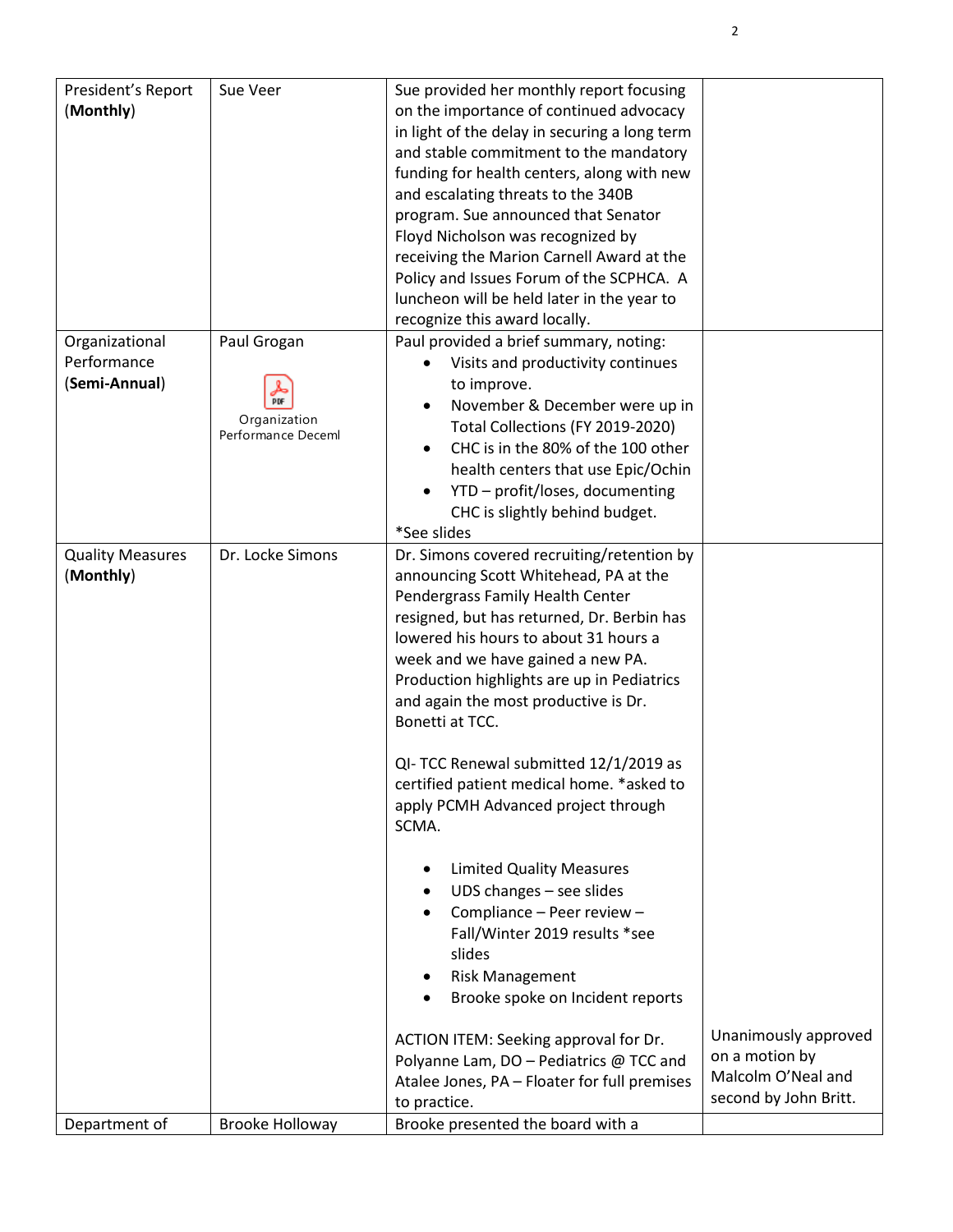| President's Report (**Monthly**) | Sue Veer | Sue provided her monthly report focusing on the importance of continued advocacy in light of the delay in securing a long term and stable commitment to the mandatory funding for health centers, along with new and escalating threats to the 340B program. Sue announced that Senator Floyd Nicholson was recognized by receiving the Marion Carnell Award at the Policy and Issues Forum of the SCPHCA. A luncheon will be held later in the year to recognize this award locally. | |
|---|---|---|---|
| Organizational Performance (**Semi-Annual**) | Paul Grogan<br><br>Organization Performance Deceml | Paul provided a brief summary, noting:<br>• Visits and productivity continues to improve.<br>• November & December were up in Total Collections (FY 2019-2020)<br>• CHC is in the 80% of the 100 other health centers that use Epic/Ochin<br>• YTD – profit/loses, documenting CHC is slightly behind budget.<br>*See slides | |
| Quality Measures (**Monthly**) | Dr. Locke Simons | Dr. Simons covered recruiting/retention by announcing Scott Whitehead, PA at the Pendergrass Family Health Center resigned, but has returned, Dr. Berbin has lowered his hours to about 31 hours a week and we have gained a new PA. Production highlights are up in Pediatrics and again the most productive is Dr. Bonetti at TCC.<br><br>QI- TCC Renewal submitted 12/1/2019 as certified patient medical home. *asked to apply PCMH Advanced project through SCMA.<br><br>• Limited Quality Measures<br>• UDS changes – see slides<br>• Compliance – Peer review – Fall/Winter 2019 results *see slides<br>• Risk Management<br>• Brooke spoke on Incident reports<br><br>ACTION ITEM: Seeking approval for Dr. Polyanne Lam, DO – Pediatrics @ TCC and Atalee Jones, PA – Floater for full premises to practice. | Unanimously approved on a motion by Malcolm O'Neal and second by John Britt. |
| Department of | Brooke Holloway | Brooke presented the board with a | |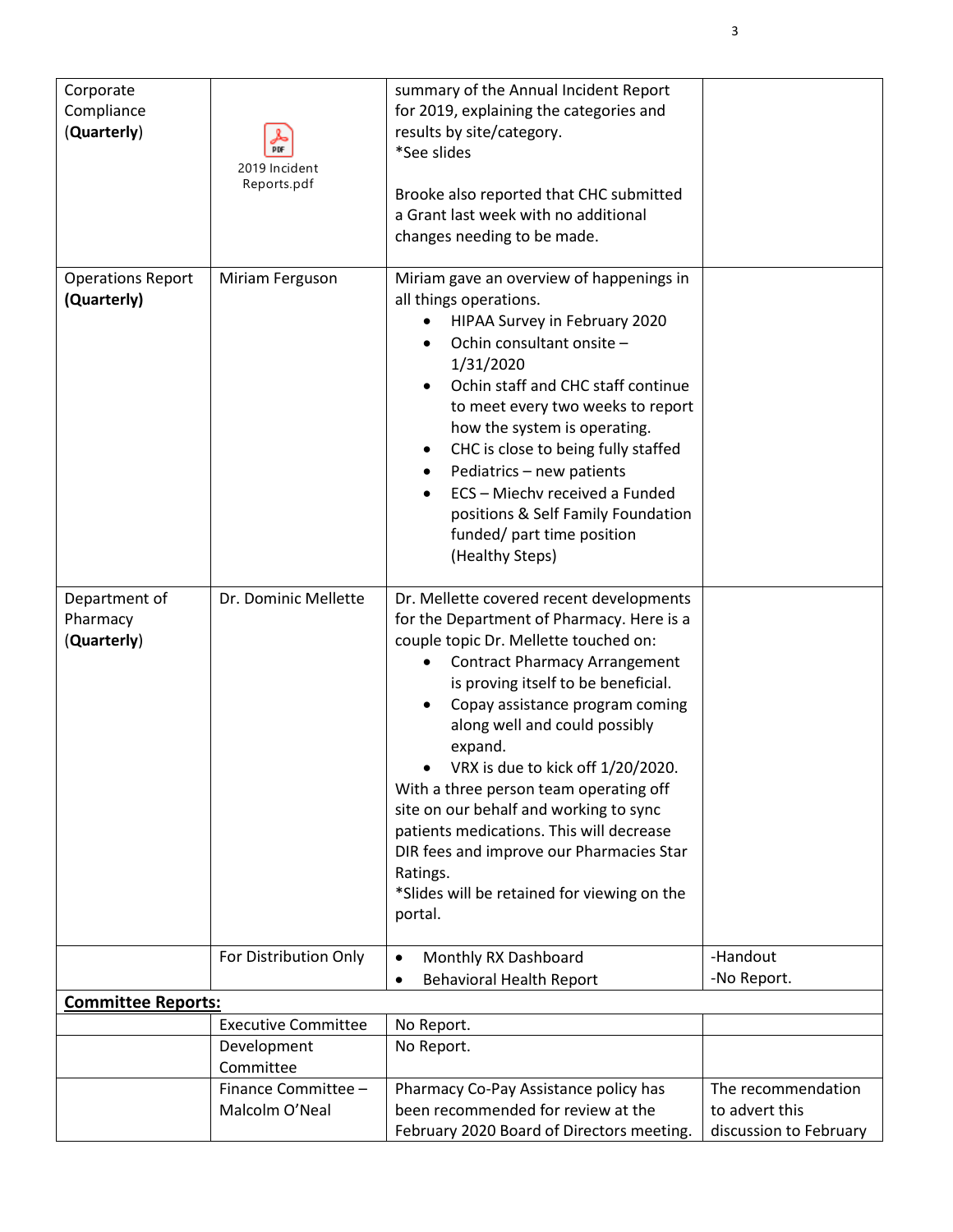| | | | |
|---|---|---|---|
| Corporate Compliance (**Quarterly**) | 2019 Incident Reports.pdf | summary of the Annual Incident Report for 2019, explaining the categories and results by site/category.<br>*See slides<br><br>Brooke also reported that CHC submitted a Grant last week with no additional changes needing to be made. | |
| Operations Report **(Quarterly)** | Miriam Ferguson | Miriam gave an overview of happenings in all things operations.<br>• HIPAA Survey in February 2020<br>• Ochin consultant onsite – 1/31/2020<br>• Ochin staff and CHC staff continue to meet every two weeks to report how the system is operating.<br>• CHC is close to being fully staffed<br>• Pediatrics – new patients<br>• ECS – Miechv received a Funded positions & Self Family Foundation funded/ part time position (Healthy Steps) | |
| Department of Pharmacy (**Quarterly**) | Dr. Dominic Mellette | Dr. Mellette covered recent developments for the Department of Pharmacy. Here is a couple topic Dr. Mellette touched on:<br>• Contract Pharmacy Arrangement is proving itself to be beneficial.<br>• Copay assistance program coming along well and could possibly expand.<br>• VRX is due to kick off 1/20/2020.<br>With a three person team operating off site on our behalf and working to sync patients medications. This will decrease DIR fees and improve our Pharmacies Star Ratings.<br>*Slides will be retained for viewing on the portal. | |
| | For Distribution Only | • Monthly RX Dashboard<br>• Behavioral Health Report | -Handout<br>-No Report. |
| **Committee Reports:** | | | |
| | Executive Committee | No Report. | |
| | Development Committee | No Report. | |
| | Finance Committee – Malcolm O'Neal | Pharmacy Co-Pay Assistance policy has been recommended for review at the February 2020 Board of Directors meeting. | The recommendation to advert this discussion to February |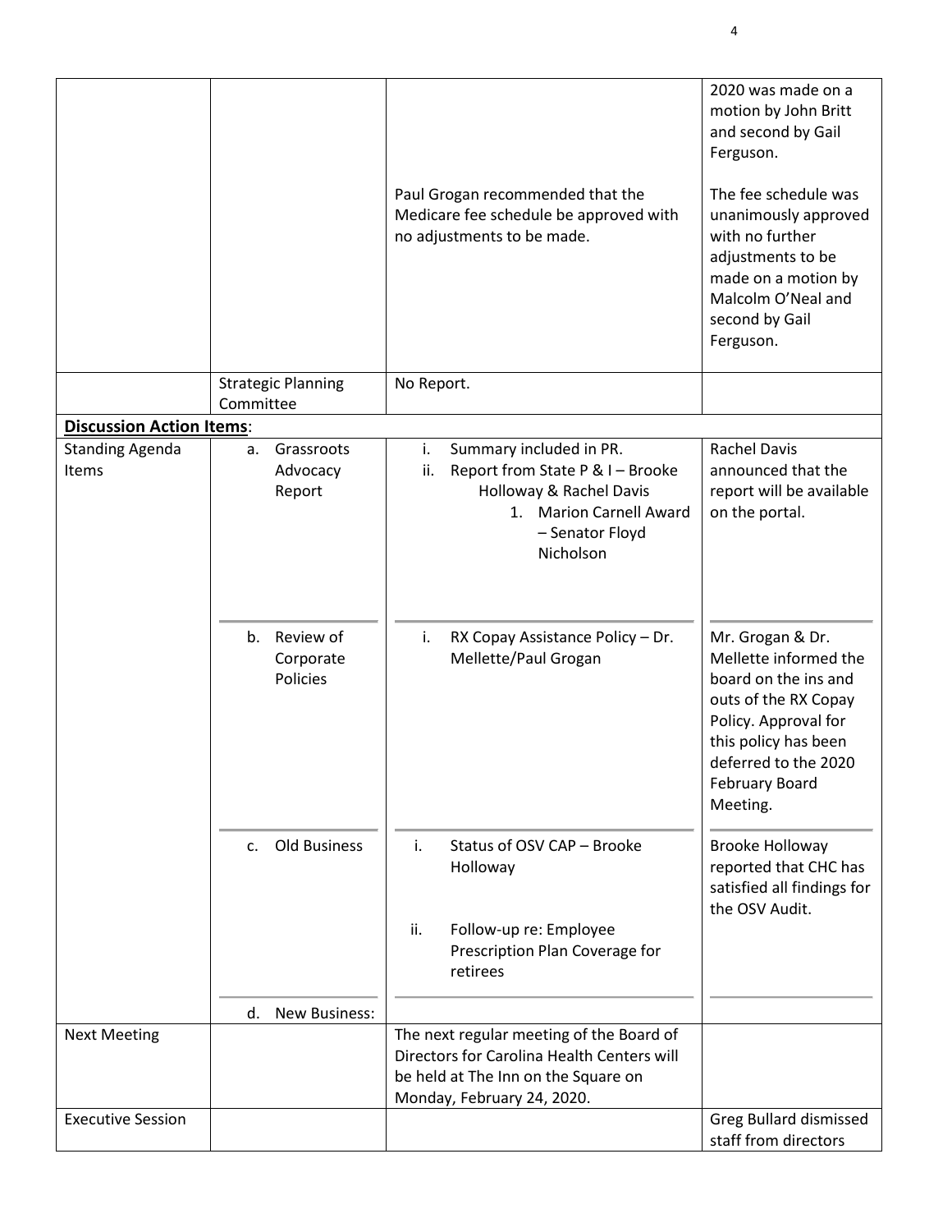|  |  |  | 2020 was made on a motion by John Britt and second by Gail Ferguson. |
|---|---|---|---|
|  |  | Paul Grogan recommended that the Medicare fee schedule be approved with no adjustments to be made. | The fee schedule was unanimously approved with no further adjustments to be made on a motion by Malcolm O'Neal and second by Gail Ferguson. |
|  | Strategic Planning Committee | No Report. |  |
| **Discussion Action Items**: |  |  |  |
| Standing Agenda Items | a. Grassroots Advocacy Report | i. Summary included in PR.<br>ii. Report from State P & I – Brooke Holloway & Rachel Davis<br>1. Marion Carnell Award – Senator Floyd Nicholson | Rachel Davis announced that the report will be available on the portal. |
|  | b. Review of Corporate Policies | i. RX Copay Assistance Policy – Dr. Mellette/Paul Grogan | Mr. Grogan & Dr. Mellette informed the board on the ins and outs of the RX Copay Policy. Approval for this policy has been deferred to the 2020 February Board Meeting. |
|  | c. Old Business | i. Status of OSV CAP – Brooke Holloway<br>ii. Follow-up re: Employee Prescription Plan Coverage for retirees | Brooke Holloway reported that CHC has satisfied all findings for the OSV Audit. |
|  | d. New Business: |  |  |
| Next Meeting |  | The next regular meeting of the Board of Directors for Carolina Health Centers will be held at The Inn on the Square on Monday, February 24, 2020. |  |
| Executive Session |  |  | Greg Bullard dismissed staff from directors |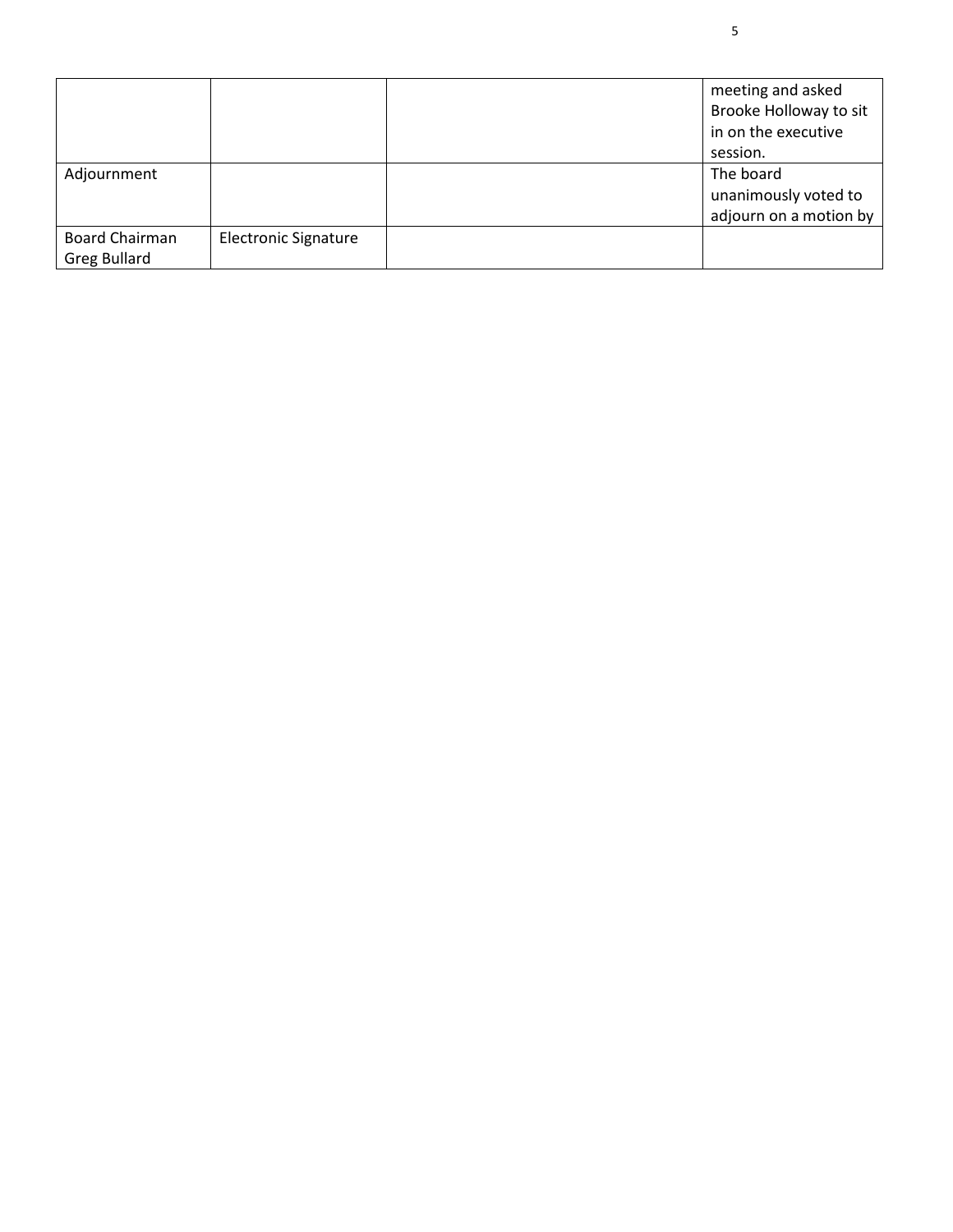| | | | |
|---|---|---|---|
| | | | meeting and asked Brooke Holloway to sit in on the executive session. |
| Adjournment | | | The board unanimously voted to adjourn on a motion by |
| Board Chairman Greg Bullard | Electronic Signature | | |